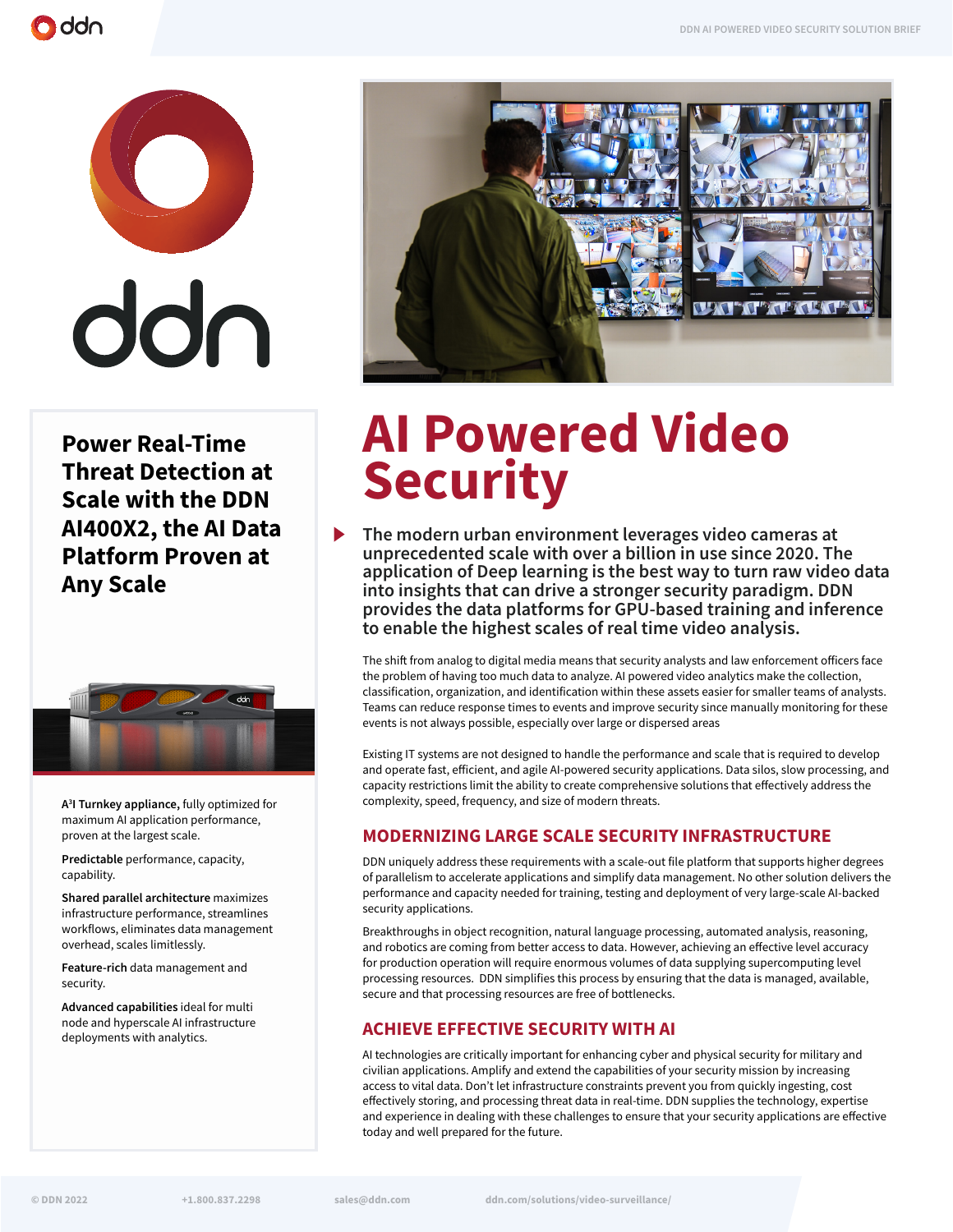# AI Powered Video Security

**The modern urban environment leverages video cameras at unprecedented scale with over a billion in use since 2020. The application of Deep learning is the best way to turn raw video data into insights that can drive a stronger security paradigm. DDN provides the data platforms for GPU-based training and inference to enable the highest scales of real time video analysis.**

The shift from analog to digital media means that security analysts and law enforcement officers face the problem of having too much data to analyze. AI powered video analytics make the collection, classification, organization, and identification within these assets easier for smaller teams of analysts. Teams can reduce response times to events and improve security since manually monitoring for these events is not always possible, especially over large or dispersed areas

Existing IT systems are not designed to handle the performance and scale that is required to develop and operate fast, efficient, and agile AI-powered security applications. Data silos, slow processing, and capacity restrictions limit the ability to create comprehensive solutions that effectively address the complexity, speed, frequency, and size of modern threats.

## MODERNIZING LARGE SCALE SECURITY INFRASTRUCTURE

DDN uniquely address these requirements with a scale-out file platform that supports higher degrees of parallelism to accelerate applications and simplify data management. No other solution delivers the performance and capacity needed for training, testing and deployment of very large-scale AI-backed security applications.

Breakthroughs in object recognition, natural language processing, automated analysis, reasoning, and robotics are coming from better access to data. However, achieving an effective level accuracy for production operation will require enormous volumes of data supplying supercomputing level processing resources. DDN simplifies this process by ensuring that the data is managed, available, secure and that processing resources are free of bottlenecks.

## ACHIEVE EFFECTIVE SECURITY WITH AI

AI technologies are critically important for enhancing cyber and physical security for military and civilian applications. Amplify and extend the capabilities of your security mission by increasing access to vital data. Don't let infrastructure constraints prevent you from quickly ingesting, cost effectively storing, and processing threat data in real-time. DDN supplies the technology, expertise and experience in dealing with these challenges to ensure that your security applications are effective today and well prepared for the future.

## Power Real-Time Threat Detection at Scale with the DDN AI400X2, the AI Data Platform Proven at Any Scale

**A³I Turnkey appliance,** fully optimized for maximum AI application performance, proven at the largest scale.

**Predictable** performance, capacity, capability.

**Shared parallel architecture** maximizes infrastructure performance, streamlines workflows, eliminates data management overhead, scales limitlessly.

**Feature-rich** data management and security.

**Advanced capabilities** ideal for multi node and hyperscale AI infrastructure deployments with analytics.

© DDN 2022 +1.800.837.2298 sales@ddn.com ddn.com/solutions/video-surveillance/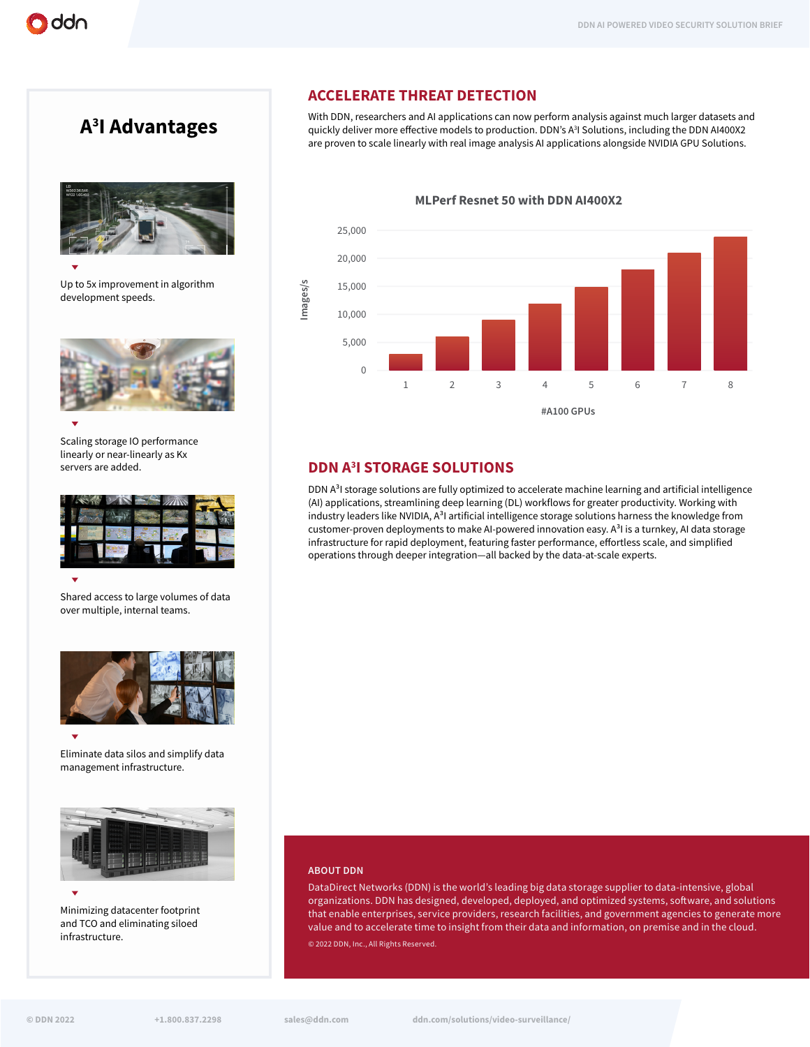## A³I Advantages

Up to 5x improvement in algorithm development speeds.

Scaling storage IO performance linearly or near-linearly as Kx servers are added.

Shared access to large volumes of data over multiple, internal teams.

Eliminate data silos and simplify data management infrastructure.

Minimizing datacenter footprint and TCO and eliminating siloed infrastructure.

## ACCELERATE THREAT DETECTION

With DDN, researchers and AI applications can now perform analysis against much larger datasets and quickly deliver more effective models to production. DDN's A³I Solutions, including the DDN AI400X2 are proven to scale linearly with real image analysis AI applications alongside NVIDIA GPU Solutions.

MLPerf Resnet 50 with DDN AI400X2

Images/s

25,000
20,000
15,000
10,000
5,000
0

1 2 3 4 5 6 7 8

#A100 GPUs

## DDN A³I STORAGE SOLUTIONS

DDN A³I storage solutions are fully optimized to accelerate machine learning and artificial intelligence (AI) applications, streamlining deep learning (DL) workflows for greater productivity. Working with industry leaders like NVIDIA, A³I artificial intelligence storage solutions harness the knowledge from customer-proven deployments to make AI-powered innovation easy. A³I is a turnkey, AI data storage infrastructure for rapid deployment, featuring faster performance, effortless scale, and simplified operations through deeper integration—all backed by the data-at-scale experts.

### ABOUT DDN

DataDirect Networks (DDN) is the world's leading big data storage supplier to data-intensive, global organizations. DDN has designed, developed, deployed, and optimized systems, software, and solutions that enable enterprises, service providers, research facilities, and government agencies to generate more value and to accelerate time to insight from their data and information, on premise and in the cloud.

© 2022 DDN, Inc., All Rights Reserved.

© DDN 2022 +1.800.837.2298 sales@ddn.com ddn.com/solutions/video-surveillance/